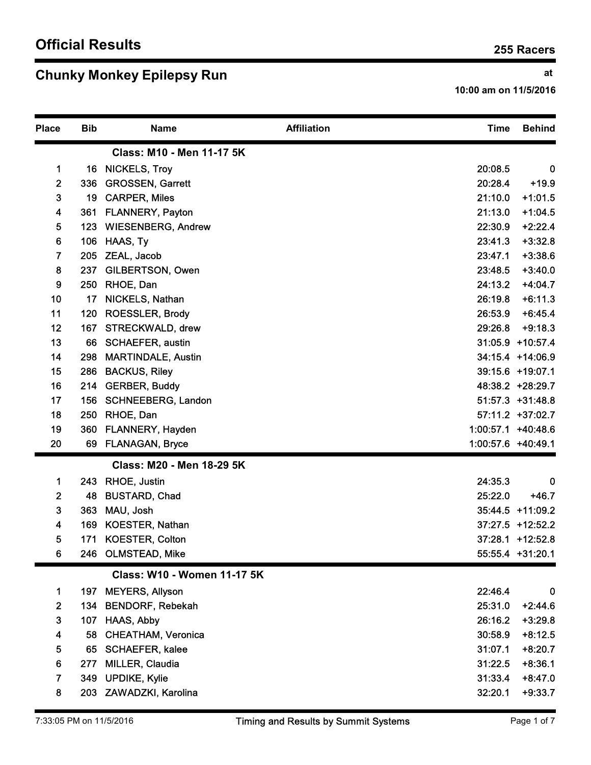# Official Results

**255 Racers**

## Chunky Monkey Epilepsy Run

at
10:00 am on 11/5/2016

| Place | Bib | Name | Affiliation | Time | Behind |
|---|---|---|---|---|---|
| | | **Class: M10 - Men 11-17 5K** | | | |
| 1 | 16 | NICKELS, Troy | | 20:08.5 | 0 |
| 2 | 336 | GROSSEN, Garrett | | 20:28.4 | +19.9 |
| 3 | 19 | CARPER, Miles | | 21:10.0 | +1:01.5 |
| 4 | 361 | FLANNERY, Payton | | 21:13.0 | +1:04.5 |
| 5 | 123 | WIESENBERG, Andrew | | 22:30.9 | +2:22.4 |
| 6 | 106 | HAAS, Ty | | 23:41.3 | +3:32.8 |
| 7 | 205 | ZEAL, Jacob | | 23:47.1 | +3:38.6 |
| 8 | 237 | GILBERTSON, Owen | | 23:48.5 | +3:40.0 |
| 9 | 250 | RHOE, Dan | | 24:13.2 | +4:04.7 |
| 10 | 17 | NICKELS, Nathan | | 26:19.8 | +6:11.3 |
| 11 | 120 | ROESSLER, Brody | | 26:53.9 | +6:45.4 |
| 12 | 167 | STRECKWALD, drew | | 29:26.8 | +9:18.3 |
| 13 | 66 | SCHAEFER, austin | | 31:05.9 | +10:57.4 |
| 14 | 298 | MARTINDALE, Austin | | 34:15.4 | +14:06.9 |
| 15 | 286 | BACKUS, Riley | | 39:15.6 | +19:07.1 |
| 16 | 214 | GERBER, Buddy | | 48:38.2 | +28:29.7 |
| 17 | 156 | SCHNEEBERG, Landon | | 51:57.3 | +31:48.8 |
| 18 | 250 | RHOE, Dan | | 57:11.2 | +37:02.7 |
| 19 | 360 | FLANNERY, Hayden | | 1:00:57.1 | +40:48.6 |
| 20 | 69 | FLANAGAN, Bryce | | 1:00:57.6 | +40:49.1 |
| | | **Class: M20 - Men 18-29 5K** | | | |
| 1 | 243 | RHOE, Justin | | 24:35.3 | 0 |
| 2 | 48 | BUSTARD, Chad | | 25:22.0 | +46.7 |
| 3 | 363 | MAU, Josh | | 35:44.5 | +11:09.2 |
| 4 | 169 | KOESTER, Nathan | | 37:27.5 | +12:52.2 |
| 5 | 171 | KOESTER, Colton | | 37:28.1 | +12:52.8 |
| 6 | 246 | OLMSTEAD, Mike | | 55:55.4 | +31:20.1 |
| | | **Class: W10 - Women 11-17 5K** | | | |
| 1 | 197 | MEYERS, Allyson | | 22:46.4 | 0 |
| 2 | 134 | BENDORF, Rebekah | | 25:31.0 | +2:44.6 |
| 3 | 107 | HAAS, Abby | | 26:16.2 | +3:29.8 |
| 4 | 58 | CHEATHAM, Veronica | | 30:58.9 | +8:12.5 |
| 5 | 65 | SCHAEFER, kalee | | 31:07.1 | +8:20.7 |
| 6 | 277 | MILLER, Claudia | | 31:22.5 | +8:36.1 |
| 7 | 349 | UPDIKE, Kylie | | 31:33.4 | +8:47.0 |
| 8 | 203 | ZAWADZKI, Karolina | | 32:20.1 | +9:33.7 |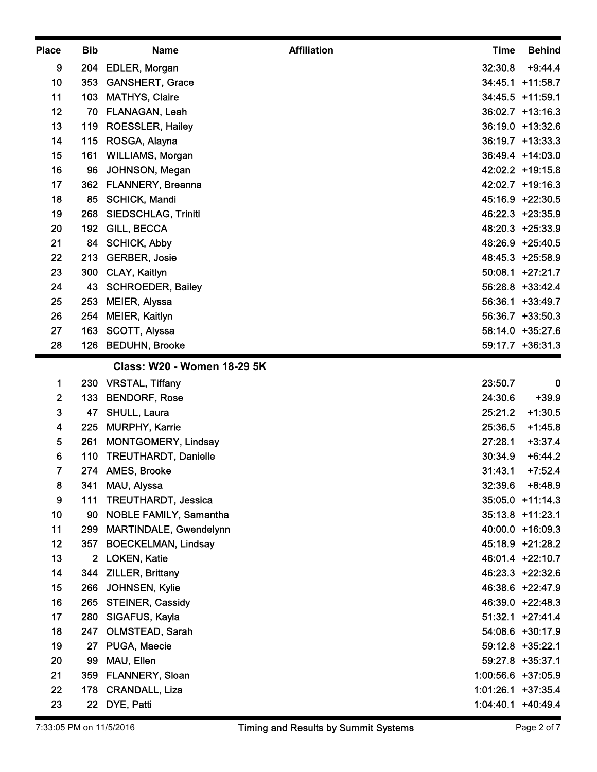| Place | Bib | Name | Affiliation | Time | Behind |
|---|---|---|---|---|---|
| 9 | 204 | EDLER, Morgan | | 32:30.8 | +9:44.4 |
| 10 | 353 | GANSHERT, Grace | | 34:45.1 | +11:58.7 |
| 11 | 103 | MATHYS, Claire | | 34:45.5 | +11:59.1 |
| 12 | 70 | FLANAGAN, Leah | | 36:02.7 | +13:16.3 |
| 13 | 119 | ROESSLER, Hailey | | 36:19.0 | +13:32.6 |
| 14 | 115 | ROSGA, Alayna | | 36:19.7 | +13:33.3 |
| 15 | 161 | WILLIAMS, Morgan | | 36:49.4 | +14:03.0 |
| 16 | 96 | JOHNSON, Megan | | 42:02.2 | +19:15.8 |
| 17 | 362 | FLANNERY, Breanna | | 42:02.7 | +19:16.3 |
| 18 | 85 | SCHICK, Mandi | | 45:16.9 | +22:30.5 |
| 19 | 268 | SIEDSCHLAG, Triniti | | 46:22.3 | +23:35.9 |
| 20 | 192 | GILL, BECCA | | 48:20.3 | +25:33.9 |
| 21 | 84 | SCHICK, Abby | | 48:26.9 | +25:40.5 |
| 22 | 213 | GERBER, Josie | | 48:45.3 | +25:58.9 |
| 23 | 300 | CLAY, Kaitlyn | | 50:08.1 | +27:21.7 |
| 24 | 43 | SCHROEDER, Bailey | | 56:28.8 | +33:42.4 |
| 25 | 253 | MEIER, Alyssa | | 56:36.1 | +33:49.7 |
| 26 | 254 | MEIER, Kaitlyn | | 56:36.7 | +33:50.3 |
| 27 | 163 | SCOTT, Alyssa | | 58:14.0 | +35:27.6 |
| 28 | 126 | BEDUHN, Brooke | | 59:17.7 | +36:31.3 |

### Class: W20 - Women 18-29 5K

| Place | Bib | Name | Affiliation | Time | Behind |
|---|---|---|---|---|---|
| 1 | 230 | VRSTAL, Tiffany | | 23:50.7 | 0 |
| 2 | 133 | BENDORF, Rose | | 24:30.6 | +39.9 |
| 3 | 47 | SHULL, Laura | | 25:21.2 | +1:30.5 |
| 4 | 225 | MURPHY, Karrie | | 25:36.5 | +1:45.8 |
| 5 | 261 | MONTGOMERY, Lindsay | | 27:28.1 | +3:37.4 |
| 6 | 110 | TREUTHARDT, Danielle | | 30:34.9 | +6:44.2 |
| 7 | 274 | AMES, Brooke | | 31:43.1 | +7:52.4 |
| 8 | 341 | MAU, Alyssa | | 32:39.6 | +8:48.9 |
| 9 | 111 | TREUTHARDT, Jessica | | 35:05.0 | +11:14.3 |
| 10 | 90 | NOBLE FAMILY, Samantha | | 35:13.8 | +11:23.1 |
| 11 | 299 | MARTINDALE, Gwendelynn | | 40:00.0 | +16:09.3 |
| 12 | 357 | BOECKELMAN, Lindsay | | 45:18.9 | +21:28.2 |
| 13 | 2 | LOKEN, Katie | | 46:01.4 | +22:10.7 |
| 14 | 344 | ZILLER, Brittany | | 46:23.3 | +22:32.6 |
| 15 | 266 | JOHNSEN, Kylie | | 46:38.6 | +22:47.9 |
| 16 | 265 | STEINER, Cassidy | | 46:39.0 | +22:48.3 |
| 17 | 280 | SIGAFUS, Kayla | | 51:32.1 | +27:41.4 |
| 18 | 247 | OLMSTEAD, Sarah | | 54:08.6 | +30:17.9 |
| 19 | 27 | PUGA, Maecie | | 59:12.8 | +35:22.1 |
| 20 | 99 | MAU, Ellen | | 59:27.8 | +35:37.1 |
| 21 | 359 | FLANNERY, Sloan | | 1:00:56.6 | +37:05.9 |
| 22 | 178 | CRANDALL, Liza | | 1:01:26.1 | +37:35.4 |
| 23 | 22 | DYE, Patti | | 1:04:40.1 | +40:49.4 |

7:33:05 PM on 11/5/2016 Timing and Results by Summit Systems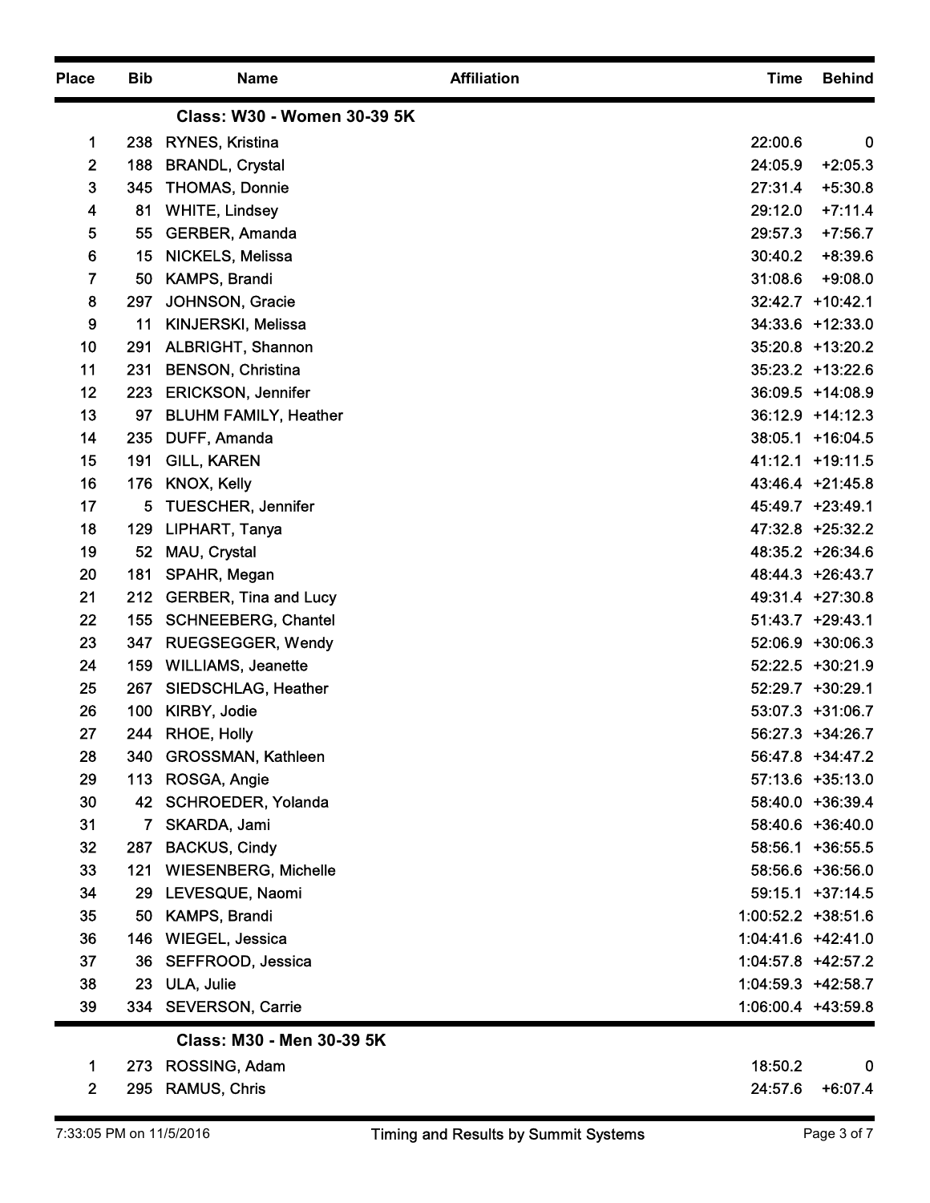| Place | Bib | Name | Affiliation | Time | Behind |
|---|---|---|---|---|---|
| | | **Class: W30 - Women 30-39 5K** | | | |
| 1 | 238 | RYNES, Kristina | | 22:00.6 | 0 |
| 2 | 188 | BRANDL, Crystal | | 24:05.9 | +2:05.3 |
| 3 | 345 | THOMAS, Donnie | | 27:31.4 | +5:30.8 |
| 4 | 81 | WHITE, Lindsey | | 29:12.0 | +7:11.4 |
| 5 | 55 | GERBER, Amanda | | 29:57.3 | +7:56.7 |
| 6 | 15 | NICKELS, Melissa | | 30:40.2 | +8:39.6 |
| 7 | 50 | KAMPS, Brandi | | 31:08.6 | +9:08.0 |
| 8 | 297 | JOHNSON, Gracie | | 32:42.7 | +10:42.1 |
| 9 | 11 | KINJERSKI, Melissa | | 34:33.6 | +12:33.0 |
| 10 | 291 | ALBRIGHT, Shannon | | 35:20.8 | +13:20.2 |
| 11 | 231 | BENSON, Christina | | 35:23.2 | +13:22.6 |
| 12 | 223 | ERICKSON, Jennifer | | 36:09.5 | +14:08.9 |
| 13 | 97 | BLUHM FAMILY, Heather | | 36:12.9 | +14:12.3 |
| 14 | 235 | DUFF, Amanda | | 38:05.1 | +16:04.5 |
| 15 | 191 | GILL, KAREN | | 41:12.1 | +19:11.5 |
| 16 | 176 | KNOX, Kelly | | 43:46.4 | +21:45.8 |
| 17 | 5 | TUESCHER, Jennifer | | 45:49.7 | +23:49.1 |
| 18 | 129 | LIPHART, Tanya | | 47:32.8 | +25:32.2 |
| 19 | 52 | MAU, Crystal | | 48:35.2 | +26:34.6 |
| 20 | 181 | SPAHR, Megan | | 48:44.3 | +26:43.7 |
| 21 | 212 | GERBER, Tina and Lucy | | 49:31.4 | +27:30.8 |
| 22 | 155 | SCHNEEBERG, Chantel | | 51:43.7 | +29:43.1 |
| 23 | 347 | RUEGSEGGER, Wendy | | 52:06.9 | +30:06.3 |
| 24 | 159 | WILLIAMS, Jeanette | | 52:22.5 | +30:21.9 |
| 25 | 267 | SIEDSCHLAG, Heather | | 52:29.7 | +30:29.1 |
| 26 | 100 | KIRBY, Jodie | | 53:07.3 | +31:06.7 |
| 27 | 244 | RHOE, Holly | | 56:27.3 | +34:26.7 |
| 28 | 340 | GROSSMAN, Kathleen | | 56:47.8 | +34:47.2 |
| 29 | 113 | ROSGA, Angie | | 57:13.6 | +35:13.0 |
| 30 | 42 | SCHROEDER, Yolanda | | 58:40.0 | +36:39.4 |
| 31 | 7 | SKARDA, Jami | | 58:40.6 | +36:40.0 |
| 32 | 287 | BACKUS, Cindy | | 58:56.1 | +36:55.5 |
| 33 | 121 | WIESENBERG, Michelle | | 58:56.6 | +36:56.0 |
| 34 | 29 | LEVESQUE, Naomi | | 59:15.1 | +37:14.5 |
| 35 | 50 | KAMPS, Brandi | | 1:00:52.2 | +38:51.6 |
| 36 | 146 | WIEGEL, Jessica | | 1:04:41.6 | +42:41.0 |
| 37 | 36 | SEFFROOD, Jessica | | 1:04:57.8 | +42:57.2 |
| 38 | 23 | ULA, Julie | | 1:04:59.3 | +42:58.7 |
| 39 | 334 | SEVERSON, Carrie | | 1:06:00.4 | +43:59.8 |
| | | **Class: M30 - Men 30-39 5K** | | | |
| 1 | 273 | ROSSING, Adam | | 18:50.2 | 0 |
| 2 | 295 | RAMUS, Chris | | 24:57.6 | +6:07.4 |

7:33:05 PM on 11/5/2016 Timing and Results by Summit Systems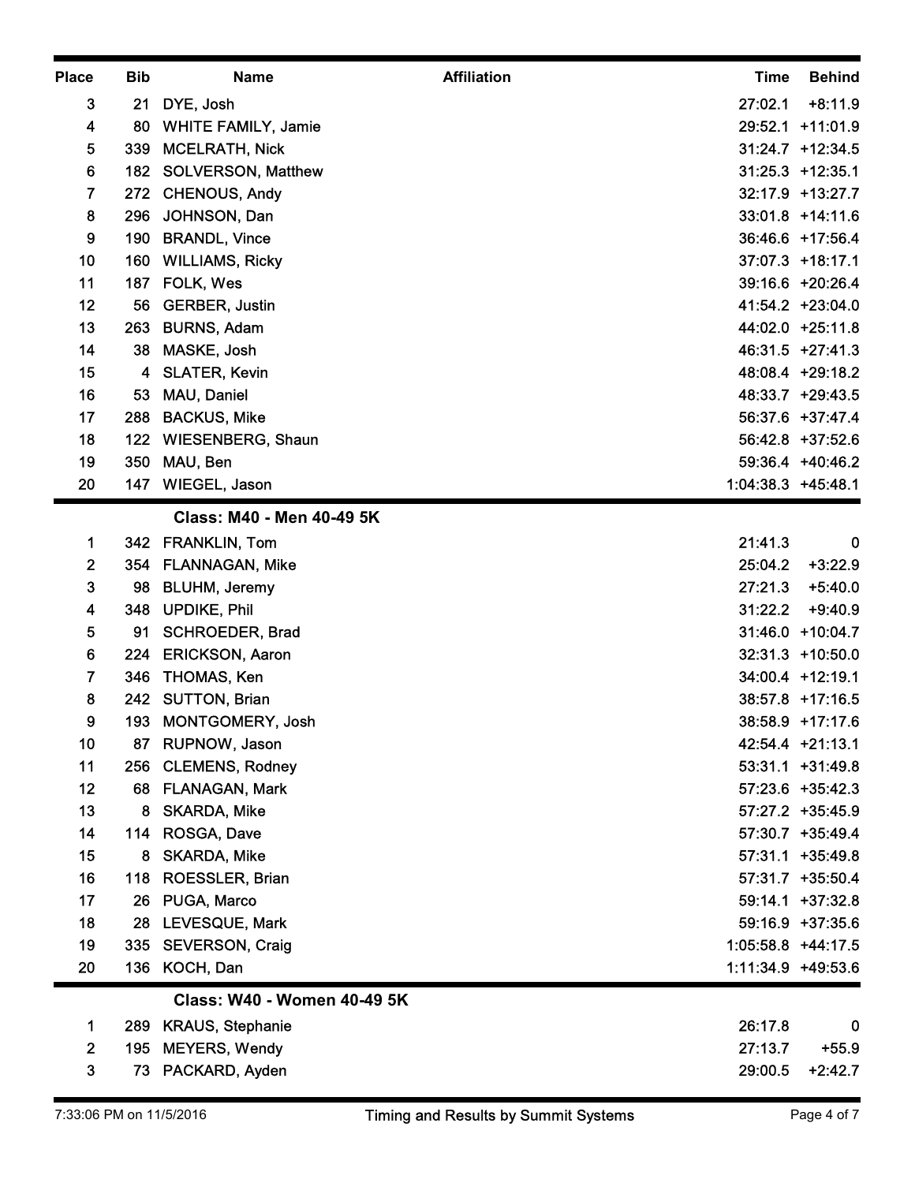| Place | Bib | Name | Affiliation | Time | Behind |
|---|---|---|---|---|---|
| 3 | 21 | DYE, Josh | | 27:02.1 | +8:11.9 |
| 4 | 80 | WHITE FAMILY, Jamie | | 29:52.1 | +11:01.9 |
| 5 | 339 | MCELRATH, Nick | | 31:24.7 | +12:34.5 |
| 6 | 182 | SOLVERSON, Matthew | | 31:25.3 | +12:35.1 |
| 7 | 272 | CHENOUS, Andy | | 32:17.9 | +13:27.7 |
| 8 | 296 | JOHNSON, Dan | | 33:01.8 | +14:11.6 |
| 9 | 190 | BRANDL, Vince | | 36:46.6 | +17:56.4 |
| 10 | 160 | WILLIAMS, Ricky | | 37:07.3 | +18:17.1 |
| 11 | 187 | FOLK, Wes | | 39:16.6 | +20:26.4 |
| 12 | 56 | GERBER, Justin | | 41:54.2 | +23:04.0 |
| 13 | 263 | BURNS, Adam | | 44:02.0 | +25:11.8 |
| 14 | 38 | MASKE, Josh | | 46:31.5 | +27:41.3 |
| 15 | 4 | SLATER, Kevin | | 48:08.4 | +29:18.2 |
| 16 | 53 | MAU, Daniel | | 48:33.7 | +29:43.5 |
| 17 | 288 | BACKUS, Mike | | 56:37.6 | +37:47.4 |
| 18 | 122 | WIESENBERG, Shaun | | 56:42.8 | +37:52.6 |
| 19 | 350 | MAU, Ben | | 59:36.4 | +40:46.2 |
| 20 | 147 | WIEGEL, Jason | | 1:04:38.3 | +45:48.1 |

**Class: M40 - Men 40-49 5K**

| Place | Bib | Name | Affiliation | Time | Behind |
|---|---|---|---|---|---|
| 1 | 342 | FRANKLIN, Tom | | 21:41.3 | 0 |
| 2 | 354 | FLANNAGAN, Mike | | 25:04.2 | +3:22.9 |
| 3 | 98 | BLUHM, Jeremy | | 27:21.3 | +5:40.0 |
| 4 | 348 | UPDIKE, Phil | | 31:22.2 | +9:40.9 |
| 5 | 91 | SCHROEDER, Brad | | 31:46.0 | +10:04.7 |
| 6 | 224 | ERICKSON, Aaron | | 32:31.3 | +10:50.0 |
| 7 | 346 | THOMAS, Ken | | 34:00.4 | +12:19.1 |
| 8 | 242 | SUTTON, Brian | | 38:57.8 | +17:16.5 |
| 9 | 193 | MONTGOMERY, Josh | | 38:58.9 | +17:17.6 |
| 10 | 87 | RUPNOW, Jason | | 42:54.4 | +21:13.1 |
| 11 | 256 | CLEMENS, Rodney | | 53:31.1 | +31:49.8 |
| 12 | 68 | FLANAGAN, Mark | | 57:23.6 | +35:42.3 |
| 13 | 8 | SKARDA, Mike | | 57:27.2 | +35:45.9 |
| 14 | 114 | ROSGA, Dave | | 57:30.7 | +35:49.4 |
| 15 | 8 | SKARDA, Mike | | 57:31.1 | +35:49.8 |
| 16 | 118 | ROESSLER, Brian | | 57:31.7 | +35:50.4 |
| 17 | 26 | PUGA, Marco | | 59:14.1 | +37:32.8 |
| 18 | 28 | LEVESQUE, Mark | | 59:16.9 | +37:35.6 |
| 19 | 335 | SEVERSON, Craig | | 1:05:58.8 | +44:17.5 |
| 20 | 136 | KOCH, Dan | | 1:11:34.9 | +49:53.6 |

**Class: W40 - Women 40-49 5K**

| Place | Bib | Name | Affiliation | Time | Behind |
|---|---|---|---|---|---|
| 1 | 289 | KRAUS, Stephanie | | 26:17.8 | 0 |
| 2 | 195 | MEYERS, Wendy | | 27:13.7 | +55.9 |
| 3 | 73 | PACKARD, Ayden | | 29:00.5 | +2:42.7 |

7:33:06 PM on 11/5/2016 — Timing and Results by Summit Systems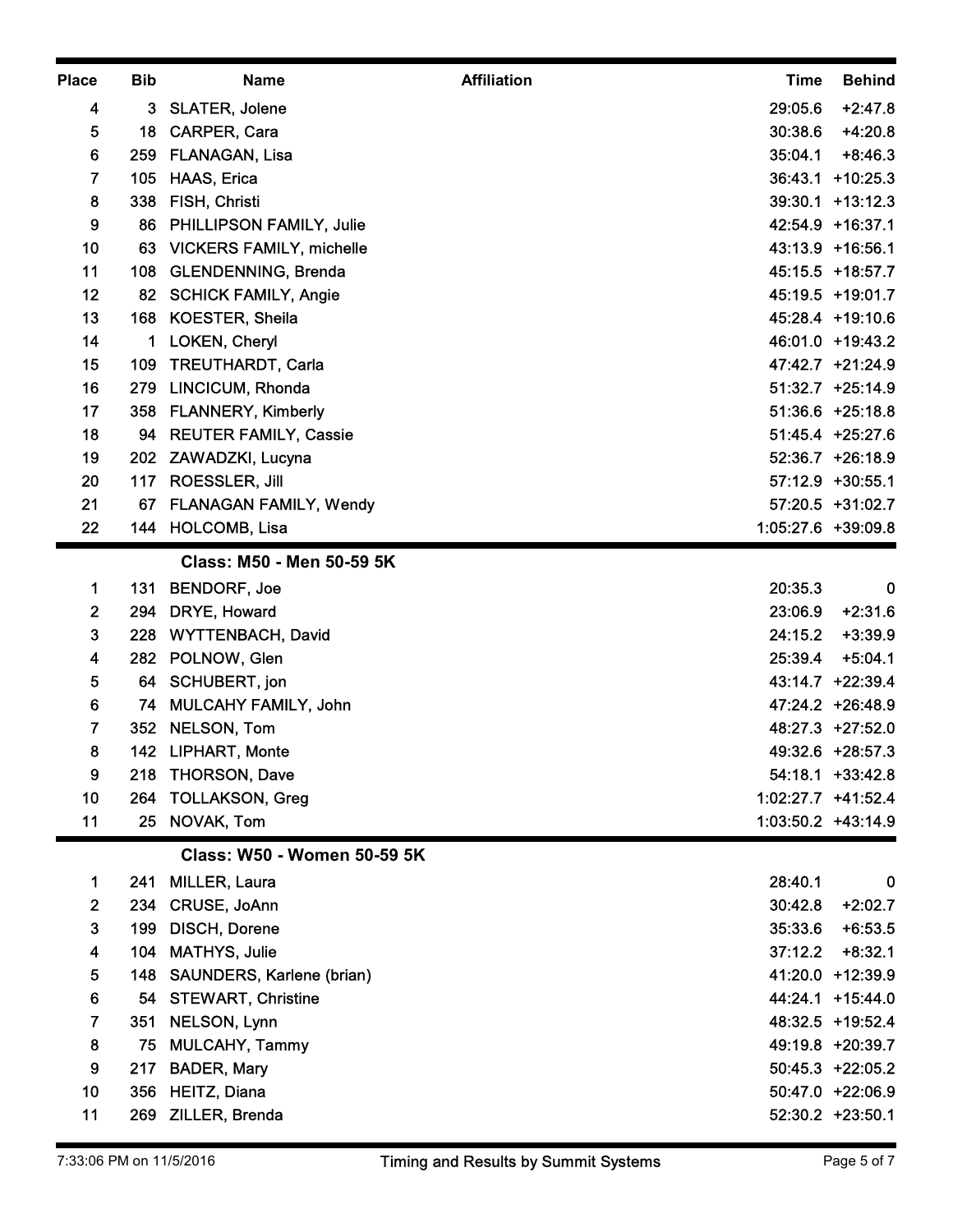| Place | Bib | Name | Affiliation | Time | Behind |
|---|---|---|---|---|---|
| 4 | 3 | SLATER, Jolene | | 29:05.6 | +2:47.8 |
| 5 | 18 | CARPER, Cara | | 30:38.6 | +4:20.8 |
| 6 | 259 | FLANAGAN, Lisa | | 35:04.1 | +8:46.3 |
| 7 | 105 | HAAS, Erica | | 36:43.1 | +10:25.3 |
| 8 | 338 | FISH, Christi | | 39:30.1 | +13:12.3 |
| 9 | 86 | PHILLIPSON FAMILY, Julie | | 42:54.9 | +16:37.1 |
| 10 | 63 | VICKERS FAMILY, michelle | | 43:13.9 | +16:56.1 |
| 11 | 108 | GLENDENNING, Brenda | | 45:15.5 | +18:57.7 |
| 12 | 82 | SCHICK FAMILY, Angie | | 45:19.5 | +19:01.7 |
| 13 | 168 | KOESTER, Sheila | | 45:28.4 | +19:10.6 |
| 14 | 1 | LOKEN, Cheryl | | 46:01.0 | +19:43.2 |
| 15 | 109 | TREUTHARDT, Carla | | 47:42.7 | +21:24.9 |
| 16 | 279 | LINCICUM, Rhonda | | 51:32.7 | +25:14.9 |
| 17 | 358 | FLANNERY, Kimberly | | 51:36.6 | +25:18.8 |
| 18 | 94 | REUTER FAMILY, Cassie | | 51:45.4 | +25:27.6 |
| 19 | 202 | ZAWADZKI, Lucyna | | 52:36.7 | +26:18.9 |
| 20 | 117 | ROESSLER, Jill | | 57:12.9 | +30:55.1 |
| 21 | 67 | FLANAGAN FAMILY, Wendy | | 57:20.5 | +31:02.7 |
| 22 | 144 | HOLCOMB, Lisa | | 1:05:27.6 | +39:09.8 |

**Class: M50 - Men 50-59 5K**

| Place | Bib | Name | Affiliation | Time | Behind |
|---|---|---|---|---|---|
| 1 | 131 | BENDORF, Joe | | 20:35.3 | 0 |
| 2 | 294 | DRYE, Howard | | 23:06.9 | +2:31.6 |
| 3 | 228 | WYTTENBACH, David | | 24:15.2 | +3:39.9 |
| 4 | 282 | POLNOW, Glen | | 25:39.4 | +5:04.1 |
| 5 | 64 | SCHUBERT, jon | | 43:14.7 | +22:39.4 |
| 6 | 74 | MULCAHY FAMILY, John | | 47:24.2 | +26:48.9 |
| 7 | 352 | NELSON, Tom | | 48:27.3 | +27:52.0 |
| 8 | 142 | LIPHART, Monte | | 49:32.6 | +28:57.3 |
| 9 | 218 | THORSON, Dave | | 54:18.1 | +33:42.8 |
| 10 | 264 | TOLLAKSON, Greg | | 1:02:27.7 | +41:52.4 |
| 11 | 25 | NOVAK, Tom | | 1:03:50.2 | +43:14.9 |

**Class: W50 - Women 50-59 5K**

| Place | Bib | Name | Affiliation | Time | Behind |
|---|---|---|---|---|---|
| 1 | 241 | MILLER, Laura | | 28:40.1 | 0 |
| 2 | 234 | CRUSE, JoAnn | | 30:42.8 | +2:02.7 |
| 3 | 199 | DISCH, Dorene | | 35:33.6 | +6:53.5 |
| 4 | 104 | MATHYS, Julie | | 37:12.2 | +8:32.1 |
| 5 | 148 | SAUNDERS, Karlene (brian) | | 41:20.0 | +12:39.9 |
| 6 | 54 | STEWART, Christine | | 44:24.1 | +15:44.0 |
| 7 | 351 | NELSON, Lynn | | 48:32.5 | +19:52.4 |
| 8 | 75 | MULCAHY, Tammy | | 49:19.8 | +20:39.7 |
| 9 | 217 | BADER, Mary | | 50:45.3 | +22:05.2 |
| 10 | 356 | HEITZ, Diana | | 50:47.0 | +22:06.9 |
| 11 | 269 | ZILLER, Brenda | | 52:30.2 | +23:50.1 |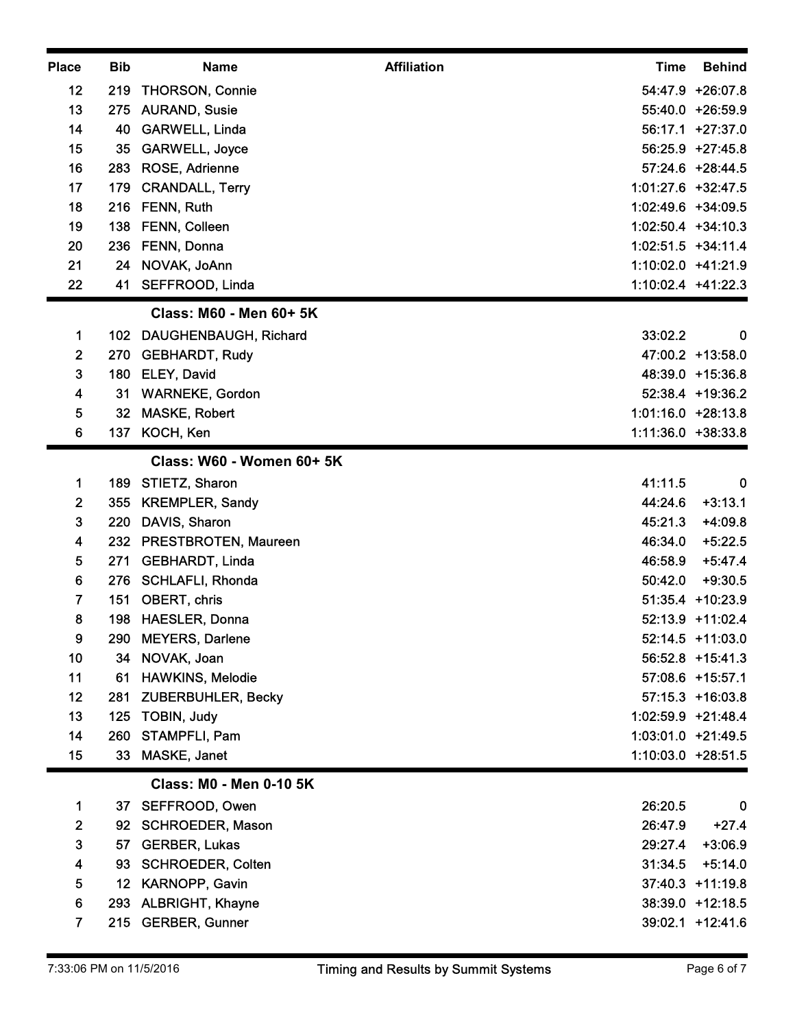| Place | Bib | Name | Affiliation | Time | Behind |
|---|---|---|---|---|---|
| 12 | 219 | THORSON, Connie | | 54:47.9 | +26:07.8 |
| 13 | 275 | AURAND, Susie | | 55:40.0 | +26:59.9 |
| 14 | 40 | GARWELL, Linda | | 56:17.1 | +27:37.0 |
| 15 | 35 | GARWELL, Joyce | | 56:25.9 | +27:45.8 |
| 16 | 283 | ROSE, Adrienne | | 57:24.6 | +28:44.5 |
| 17 | 179 | CRANDALL, Terry | | 1:01:27.6 | +32:47.5 |
| 18 | 216 | FENN, Ruth | | 1:02:49.6 | +34:09.5 |
| 19 | 138 | FENN, Colleen | | 1:02:50.4 | +34:10.3 |
| 20 | 236 | FENN, Donna | | 1:02:51.5 | +34:11.4 |
| 21 | 24 | NOVAK, JoAnn | | 1:10:02.0 | +41:21.9 |
| 22 | 41 | SEFFROOD, Linda | | 1:10:02.4 | +41:22.3 |

**Class: M60 - Men 60+ 5K**

| Place | Bib | Name | Affiliation | Time | Behind |
|---|---|---|---|---|---|
| 1 | 102 | DAUGHENBAUGH, Richard | | 33:02.2 | 0 |
| 2 | 270 | GEBHARDT, Rudy | | 47:00.2 | +13:58.0 |
| 3 | 180 | ELEY, David | | 48:39.0 | +15:36.8 |
| 4 | 31 | WARNEKE, Gordon | | 52:38.4 | +19:36.2 |
| 5 | 32 | MASKE, Robert | | 1:01:16.0 | +28:13.8 |
| 6 | 137 | KOCH, Ken | | 1:11:36.0 | +38:33.8 |

**Class: W60 - Women 60+ 5K**

| Place | Bib | Name | Affiliation | Time | Behind |
|---|---|---|---|---|---|
| 1 | 189 | STIETZ, Sharon | | 41:11.5 | 0 |
| 2 | 355 | KREMPLER, Sandy | | 44:24.6 | +3:13.1 |
| 3 | 220 | DAVIS, Sharon | | 45:21.3 | +4:09.8 |
| 4 | 232 | PRESTBROTEN, Maureen | | 46:34.0 | +5:22.5 |
| 5 | 271 | GEBHARDT, Linda | | 46:58.9 | +5:47.4 |
| 6 | 276 | SCHLAFLI, Rhonda | | 50:42.0 | +9:30.5 |
| 7 | 151 | OBERT, chris | | 51:35.4 | +10:23.9 |
| 8 | 198 | HAESLER, Donna | | 52:13.9 | +11:02.4 |
| 9 | 290 | MEYERS, Darlene | | 52:14.5 | +11:03.0 |
| 10 | 34 | NOVAK, Joan | | 56:52.8 | +15:41.3 |
| 11 | 61 | HAWKINS, Melodie | | 57:08.6 | +15:57.1 |
| 12 | 281 | ZUBERBUHLER, Becky | | 57:15.3 | +16:03.8 |
| 13 | 125 | TOBIN, Judy | | 1:02:59.9 | +21:48.4 |
| 14 | 260 | STAMPFLI, Pam | | 1:03:01.0 | +21:49.5 |
| 15 | 33 | MASKE, Janet | | 1:10:03.0 | +28:51.5 |

**Class: M0 - Men 0-10 5K**

| Place | Bib | Name | Affiliation | Time | Behind |
|---|---|---|---|---|---|
| 1 | 37 | SEFFROOD, Owen | | 26:20.5 | 0 |
| 2 | 92 | SCHROEDER, Mason | | 26:47.9 | +27.4 |
| 3 | 57 | GERBER, Lukas | | 29:27.4 | +3:06.9 |
| 4 | 93 | SCHROEDER, Colten | | 31:34.5 | +5:14.0 |
| 5 | 12 | KARNOPP, Gavin | | 37:40.3 | +11:19.8 |
| 6 | 293 | ALBRIGHT, Khayne | | 38:39.0 | +12:18.5 |
| 7 | 215 | GERBER, Gunner | | 39:02.1 | +12:41.6 |

7:33:06 PM on 11/5/2016 — Timing and Results by Summit Systems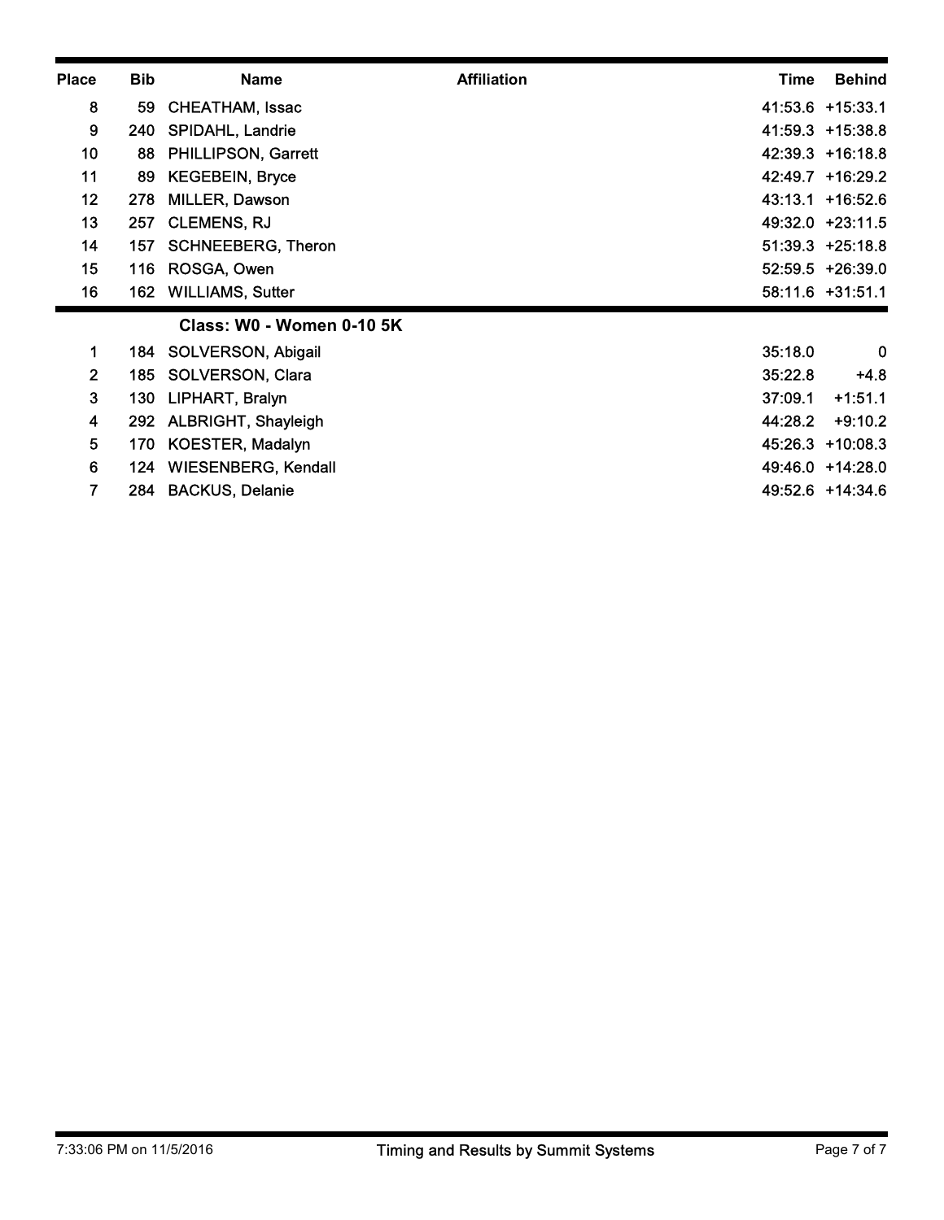| Place | Bib | Name | Affiliation | Time | Behind |
|---|---|---|---|---|---|
| 8 | 59 | CHEATHAM, Issac | | 41:53.6 | +15:33.1 |
| 9 | 240 | SPIDAHL, Landrie | | 41:59.3 | +15:38.8 |
| 10 | 88 | PHILLIPSON, Garrett | | 42:39.3 | +16:18.8 |
| 11 | 89 | KEGEBEIN, Bryce | | 42:49.7 | +16:29.2 |
| 12 | 278 | MILLER, Dawson | | 43:13.1 | +16:52.6 |
| 13 | 257 | CLEMENS, RJ | | 49:32.0 | +23:11.5 |
| 14 | 157 | SCHNEEBERG, Theron | | 51:39.3 | +25:18.8 |
| 15 | 116 | ROSGA, Owen | | 52:59.5 | +26:39.0 |
| 16 | 162 | WILLIAMS, Sutter | | 58:11.6 | +31:51.1 |

**Class: W0 - Women 0-10 5K**

| Place | Bib | Name | Affiliation | Time | Behind |
|---|---|---|---|---|---|
| 1 | 184 | SOLVERSON, Abigail | | 35:18.0 | 0 |
| 2 | 185 | SOLVERSON, Clara | | 35:22.8 | +4.8 |
| 3 | 130 | LIPHART, Bralyn | | 37:09.1 | +1:51.1 |
| 4 | 292 | ALBRIGHT, Shayleigh | | 44:28.2 | +9:10.2 |
| 5 | 170 | KOESTER, Madalyn | | 45:26.3 | +10:08.3 |
| 6 | 124 | WIESENBERG, Kendall | | 49:46.0 | +14:28.0 |
| 7 | 284 | BACKUS, Delanie | | 49:52.6 | +14:34.6 |

7:33:06 PM on 11/5/2016 Timing and Results by Summit Systems